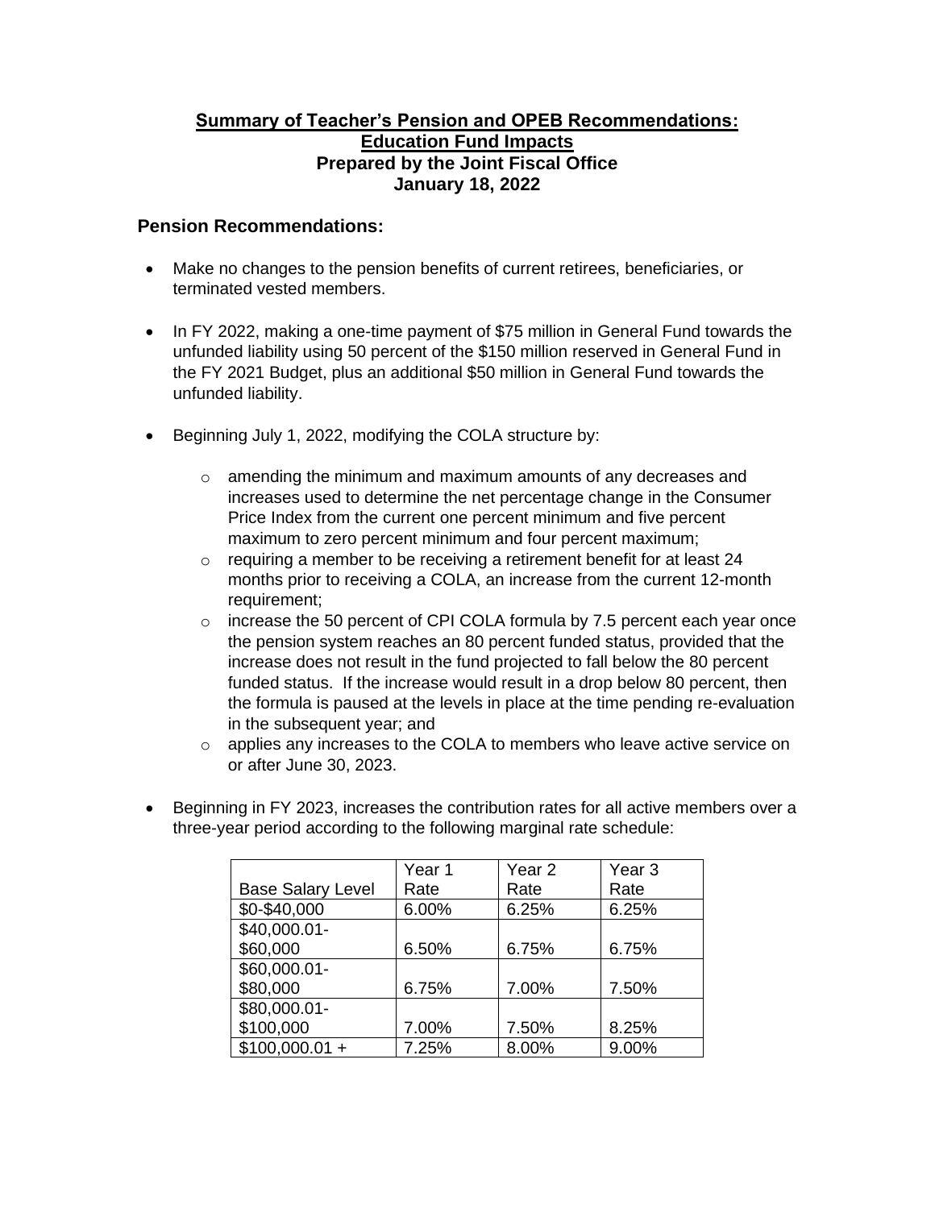# Summary of Teacher's Pension and OPEB Recommendations: Education Fund Impacts

**Prepared by the Joint Fiscal Office**

**January 18, 2022**

## Pension Recommendations:

- Make no changes to the pension benefits of current retirees, beneficiaries, or terminated vested members.

- In FY 2022, making a one-time payment of $75 million in General Fund towards the unfunded liability using 50 percent of the $150 million reserved in General Fund in the FY 2021 Budget, plus an additional $50 million in General Fund towards the unfunded liability.

- Beginning July 1, 2022, modifying the COLA structure by:

  - amending the minimum and maximum amounts of any decreases and increases used to determine the net percentage change in the Consumer Price Index from the current one percent minimum and five percent maximum to zero percent minimum and four percent maximum;
  - requiring a member to be receiving a retirement benefit for at least 24 months prior to receiving a COLA, an increase from the current 12-month requirement;
  - increase the 50 percent of CPI COLA formula by 7.5 percent each year once the pension system reaches an 80 percent funded status, provided that the increase does not result in the fund projected to fall below the 80 percent funded status. If the increase would result in a drop below 80 percent, then the formula is paused at the levels in place at the time pending re-evaluation in the subsequent year; and
  - applies any increases to the COLA to members who leave active service on or after June 30, 2023.

- Beginning in FY 2023, increases the contribution rates for all active members over a three-year period according to the following marginal rate schedule:

| Base Salary Level | Year 1 Rate | Year 2 Rate | Year 3 Rate |
|---|---|---|---|
| $0-$40,000 | 6.00% | 6.25% | 6.25% |
| $40,000.01-$60,000 | 6.50% | 6.75% | 6.75% |
| $60,000.01-$80,000 | 6.75% | 7.00% | 7.50% |
| $80,000.01-$100,000 | 7.00% | 7.50% | 8.25% |
| $100,000.01 + | 7.25% | 8.00% | 9.00% |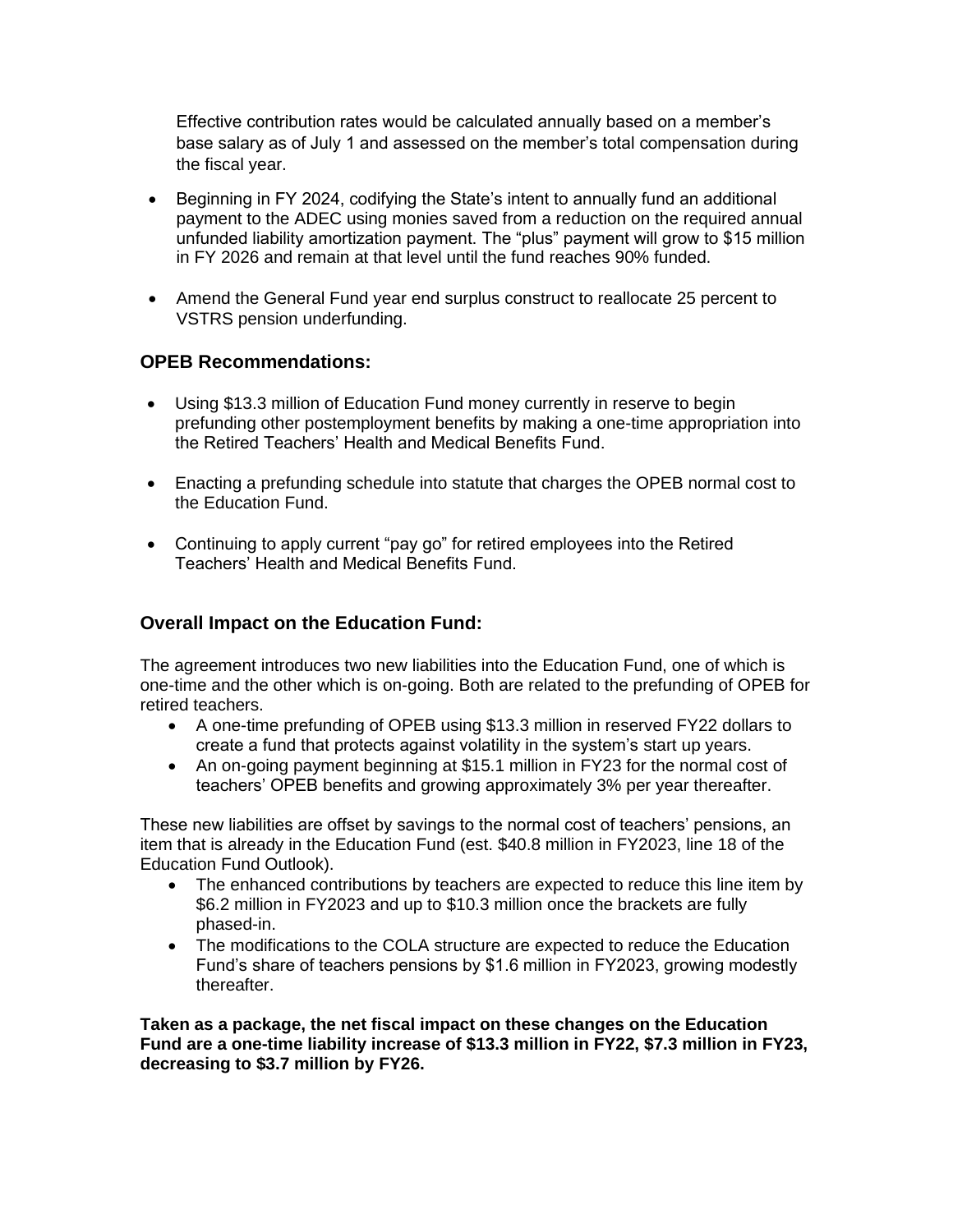Effective contribution rates would be calculated annually based on a member's base salary as of July 1 and assessed on the member's total compensation during the fiscal year.

- Beginning in FY 2024, codifying the State's intent to annually fund an additional payment to the ADEC using monies saved from a reduction on the required annual unfunded liability amortization payment. The "plus" payment will grow to $15 million in FY 2026 and remain at that level until the fund reaches 90% funded.

- Amend the General Fund year end surplus construct to reallocate 25 percent to VSTRS pension underfunding.

## OPEB Recommendations:

- Using $13.3 million of Education Fund money currently in reserve to begin prefunding other postemployment benefits by making a one-time appropriation into the Retired Teachers' Health and Medical Benefits Fund.

- Enacting a prefunding schedule into statute that charges the OPEB normal cost to the Education Fund.

- Continuing to apply current "pay go" for retired employees into the Retired Teachers' Health and Medical Benefits Fund.

## Overall Impact on the Education Fund:

The agreement introduces two new liabilities into the Education Fund, one of which is one-time and the other which is on-going. Both are related to the prefunding of OPEB for retired teachers.

- A one-time prefunding of OPEB using $13.3 million in reserved FY22 dollars to create a fund that protects against volatility in the system's start up years.
- An on-going payment beginning at $15.1 million in FY23 for the normal cost of teachers' OPEB benefits and growing approximately 3% per year thereafter.

These new liabilities are offset by savings to the normal cost of teachers' pensions, an item that is already in the Education Fund (est. $40.8 million in FY2023, line 18 of the Education Fund Outlook).

- The enhanced contributions by teachers are expected to reduce this line item by $6.2 million in FY2023 and up to $10.3 million once the brackets are fully phased-in.
- The modifications to the COLA structure are expected to reduce the Education Fund's share of teachers pensions by $1.6 million in FY2023, growing modestly thereafter.

**Taken as a package, the net fiscal impact on these changes on the Education Fund are a one-time liability increase of $13.3 million in FY22, $7.3 million in FY23, decreasing to $3.7 million by FY26.**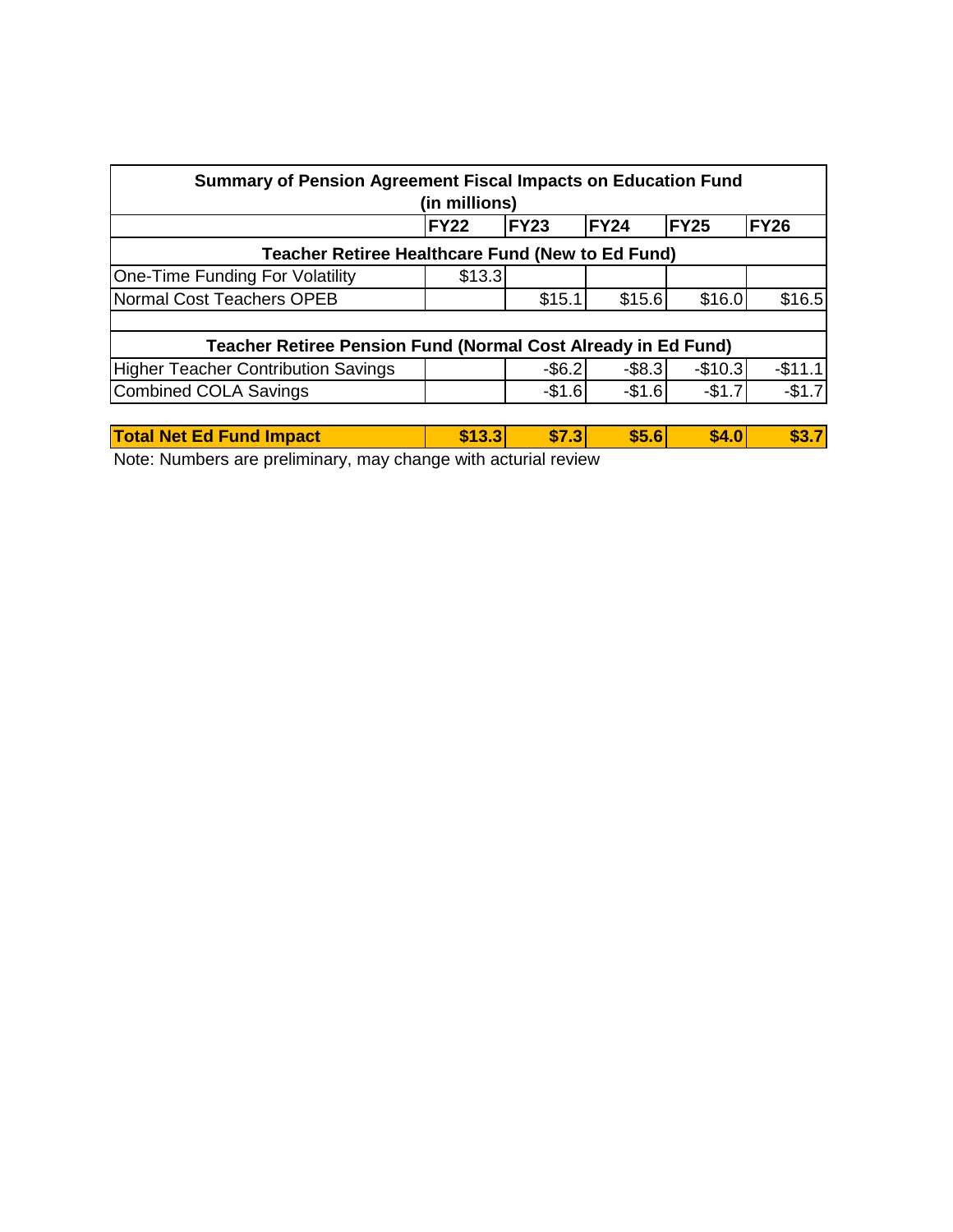| Summary of Pension Agreement Fiscal Impacts on Education Fund (in millions) | | | | | |
|---|---|---|---|---|---|
| | **FY22** | **FY23** | **FY24** | **FY25** | **FY26** |
| **Teacher Retiree Healthcare Fund (New to Ed Fund)** | | | | | |
| One-Time Funding For Volatility | $13.3 | | | | |
| Normal Cost Teachers OPEB | | $15.1 | $15.6 | $16.0 | $16.5 |
| | | | | | |
| **Teacher Retiree Pension Fund (Normal Cost Already in Ed Fund)** | | | | | |
| Higher Teacher Contribution Savings | | -$6.2 | -$8.3 | -$10.3 | -$11.1 |
| Combined COLA Savings | | -$1.6 | -$1.6 | -$1.7 | -$1.7 |
| | | | | | |
| **Total Net Ed Fund Impact** | **$13.3** | **$7.3** | **$5.6** | **$4.0** | **$3.7** |

Note: Numbers are preliminary, may change with acturial review